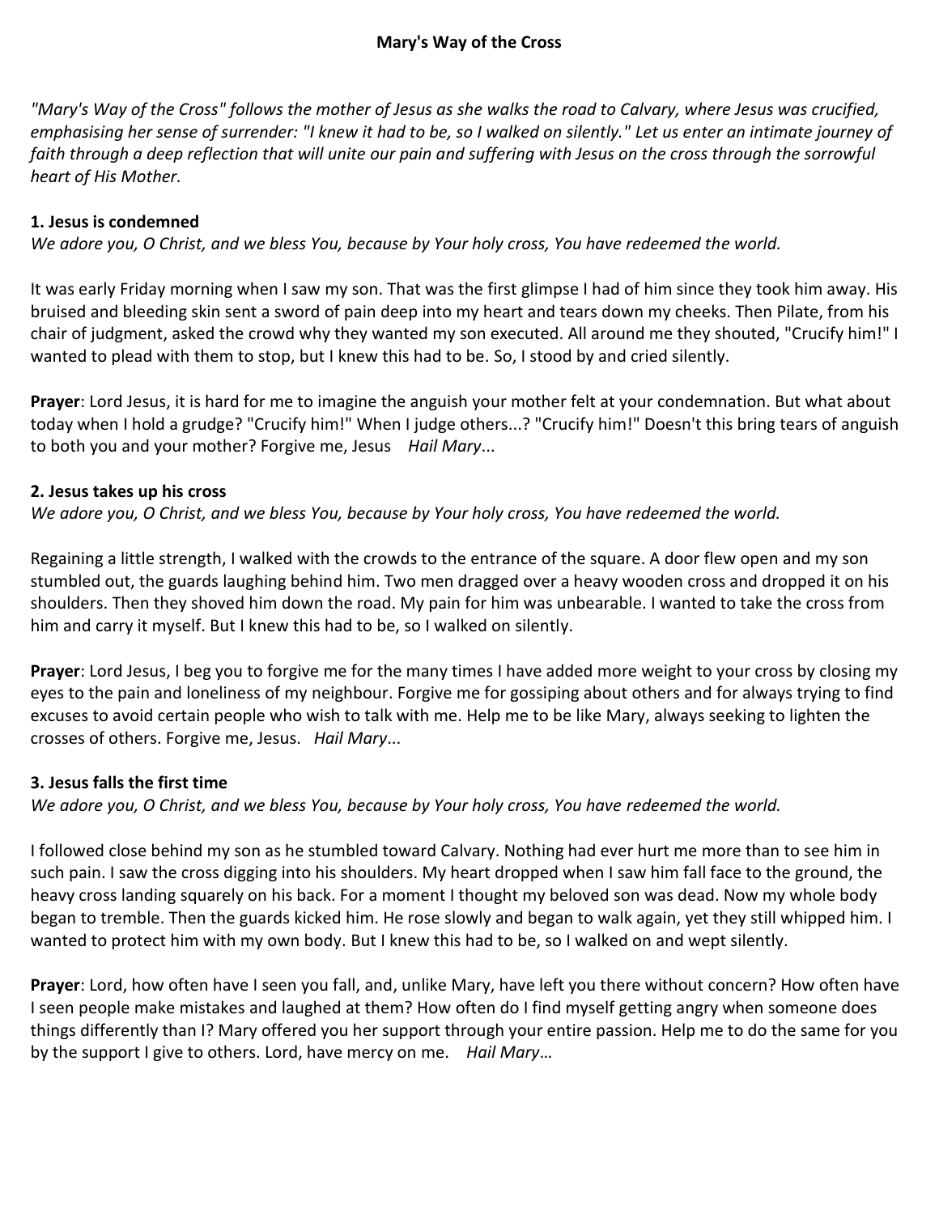# Mary's Way of the Cross

*"Mary's Way of the Cross" follows the mother of Jesus as she walks the road to Calvary, where Jesus was crucified, emphasising her sense of surrender: "I knew it had to be, so I walked on silently." Let us enter an intimate journey of faith through a deep reflection that will unite our pain and suffering with Jesus on the cross through the sorrowful heart of His Mother.*

### 1. Jesus is condemned

*We adore you, O Christ, and we bless You, because by Your holy cross, You have redeemed the world.*

It was early Friday morning when I saw my son. That was the first glimpse I had of him since they took him away. His bruised and bleeding skin sent a sword of pain deep into my heart and tears down my cheeks. Then Pilate, from his chair of judgment, asked the crowd why they wanted my son executed. All around me they shouted, "Crucify him!" I wanted to plead with them to stop, but I knew this had to be. So, I stood by and cried silently.

**Prayer**: Lord Jesus, it is hard for me to imagine the anguish your mother felt at your condemnation. But what about today when I hold a grudge? "Crucify him!" When I judge others...? "Crucify him!" Doesn't this bring tears of anguish to both you and your mother? Forgive me, Jesus *Hail Mary*...

### 2. Jesus takes up his cross

*We adore you, O Christ, and we bless You, because by Your holy cross, You have redeemed the world.*

Regaining a little strength, I walked with the crowds to the entrance of the square. A door flew open and my son stumbled out, the guards laughing behind him. Two men dragged over a heavy wooden cross and dropped it on his shoulders. Then they shoved him down the road. My pain for him was unbearable. I wanted to take the cross from him and carry it myself. But I knew this had to be, so I walked on silently.

**Prayer**: Lord Jesus, I beg you to forgive me for the many times I have added more weight to your cross by closing my eyes to the pain and loneliness of my neighbour. Forgive me for gossiping about others and for always trying to find excuses to avoid certain people who wish to talk with me. Help me to be like Mary, always seeking to lighten the crosses of others. Forgive me, Jesus. *Hail Mary*...

### 3. Jesus falls the first time

*We adore you, O Christ, and we bless You, because by Your holy cross, You have redeemed the world.*

I followed close behind my son as he stumbled toward Calvary. Nothing had ever hurt me more than to see him in such pain. I saw the cross digging into his shoulders. My heart dropped when I saw him fall face to the ground, the heavy cross landing squarely on his back. For a moment I thought my beloved son was dead. Now my whole body began to tremble. Then the guards kicked him. He rose slowly and began to walk again, yet they still whipped him. I wanted to protect him with my own body. But I knew this had to be, so I walked on and wept silently.

**Prayer**: Lord, how often have I seen you fall, and, unlike Mary, have left you there without concern? How often have I seen people make mistakes and laughed at them? How often do I find myself getting angry when someone does things differently than I? Mary offered you her support through your entire passion. Help me to do the same for you by the support I give to others. Lord, have mercy on me. *Hail Mary*…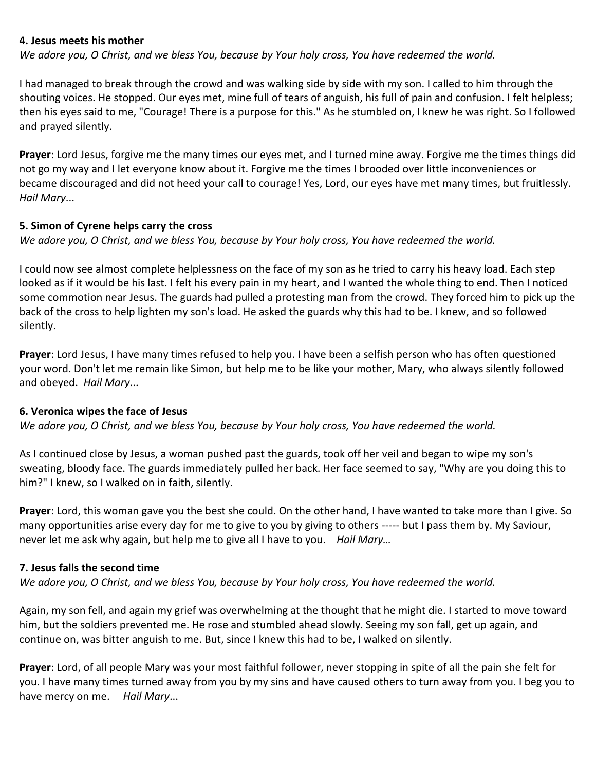**4. Jesus meets his mother**

*We adore you, O Christ, and we bless You, because by Your holy cross, You have redeemed the world.*

I had managed to break through the crowd and was walking side by side with my son. I called to him through the shouting voices. He stopped. Our eyes met, mine full of tears of anguish, his full of pain and confusion. I felt helpless; then his eyes said to me, "Courage! There is a purpose for this." As he stumbled on, I knew he was right. So I followed and prayed silently.

**Prayer**: Lord Jesus, forgive me the many times our eyes met, and I turned mine away. Forgive me the times things did not go my way and I let everyone know about it. Forgive me the times I brooded over little inconveniences or became discouraged and did not heed your call to courage! Yes, Lord, our eyes have met many times, but fruitlessly. *Hail Mary*...

**5. Simon of Cyrene helps carry the cross**

*We adore you, O Christ, and we bless You, because by Your holy cross, You have redeemed the world.*

I could now see almost complete helplessness on the face of my son as he tried to carry his heavy load. Each step looked as if it would be his last. I felt his every pain in my heart, and I wanted the whole thing to end. Then I noticed some commotion near Jesus. The guards had pulled a protesting man from the crowd. They forced him to pick up the back of the cross to help lighten my son's load. He asked the guards why this had to be. I knew, and so followed silently.

**Prayer**: Lord Jesus, I have many times refused to help you. I have been a selfish person who has often questioned your word. Don't let me remain like Simon, but help me to be like your mother, Mary, who always silently followed and obeyed. *Hail Mary*...

**6. Veronica wipes the face of Jesus**

*We adore you, O Christ, and we bless You, because by Your holy cross, You have redeemed the world.*

As I continued close by Jesus, a woman pushed past the guards, took off her veil and began to wipe my son's sweating, bloody face. The guards immediately pulled her back. Her face seemed to say, "Why are you doing this to him?" I knew, so I walked on in faith, silently.

**Prayer**: Lord, this woman gave you the best she could. On the other hand, I have wanted to take more than I give. So many opportunities arise every day for me to give to you by giving to others ----- but I pass them by. My Saviour, never let me ask why again, but help me to give all I have to you. *Hail Mary…*

**7. Jesus falls the second time**

*We adore you, O Christ, and we bless You, because by Your holy cross, You have redeemed the world.*

Again, my son fell, and again my grief was overwhelming at the thought that he might die. I started to move toward him, but the soldiers prevented me. He rose and stumbled ahead slowly. Seeing my son fall, get up again, and continue on, was bitter anguish to me. But, since I knew this had to be, I walked on silently.

**Prayer**: Lord, of all people Mary was your most faithful follower, never stopping in spite of all the pain she felt for you. I have many times turned away from you by my sins and have caused others to turn away from you. I beg you to have mercy on me. *Hail Mary*...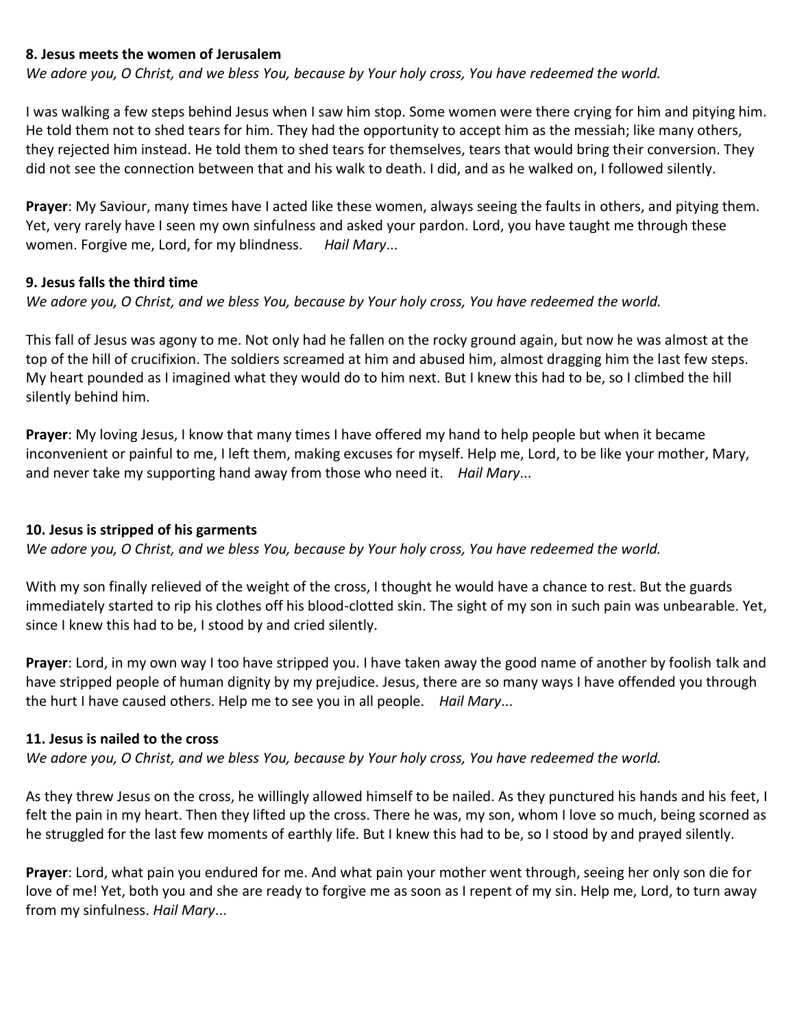**8. Jesus meets the women of Jerusalem**

*We adore you, O Christ, and we bless You, because by Your holy cross, You have redeemed the world.*

I was walking a few steps behind Jesus when I saw him stop. Some women were there crying for him and pitying him. He told them not to shed tears for him. They had the opportunity to accept him as the messiah; like many others, they rejected him instead. He told them to shed tears for themselves, tears that would bring their conversion. They did not see the connection between that and his walk to death. I did, and as he walked on, I followed silently.

**Prayer**: My Saviour, many times have I acted like these women, always seeing the faults in others, and pitying them. Yet, very rarely have I seen my own sinfulness and asked your pardon. Lord, you have taught me through these women. Forgive me, Lord, for my blindness. *Hail Mary*...

**9. Jesus falls the third time**

*We adore you, O Christ, and we bless You, because by Your holy cross, You have redeemed the world.*

This fall of Jesus was agony to me. Not only had he fallen on the rocky ground again, but now he was almost at the top of the hill of crucifixion. The soldiers screamed at him and abused him, almost dragging him the last few steps. My heart pounded as I imagined what they would do to him next. But I knew this had to be, so I climbed the hill silently behind him.

**Prayer**: My loving Jesus, I know that many times I have offered my hand to help people but when it became inconvenient or painful to me, I left them, making excuses for myself. Help me, Lord, to be like your mother, Mary, and never take my supporting hand away from those who need it. *Hail Mary*...

**10. Jesus is stripped of his garments**

*We adore you, O Christ, and we bless You, because by Your holy cross, You have redeemed the world.*

With my son finally relieved of the weight of the cross, I thought he would have a chance to rest. But the guards immediately started to rip his clothes off his blood-clotted skin. The sight of my son in such pain was unbearable. Yet, since I knew this had to be, I stood by and cried silently.

**Prayer**: Lord, in my own way I too have stripped you. I have taken away the good name of another by foolish talk and have stripped people of human dignity by my prejudice. Jesus, there are so many ways I have offended you through the hurt I have caused others. Help me to see you in all people. *Hail Mary*...

**11. Jesus is nailed to the cross**

*We adore you, O Christ, and we bless You, because by Your holy cross, You have redeemed the world.*

As they threw Jesus on the cross, he willingly allowed himself to be nailed. As they punctured his hands and his feet, I felt the pain in my heart. Then they lifted up the cross. There he was, my son, whom I love so much, being scorned as he struggled for the last few moments of earthly life. But I knew this had to be, so I stood by and prayed silently.

**Prayer**: Lord, what pain you endured for me. And what pain your mother went through, seeing her only son die for love of me! Yet, both you and she are ready to forgive me as soon as I repent of my sin. Help me, Lord, to turn away from my sinfulness. *Hail Mary*...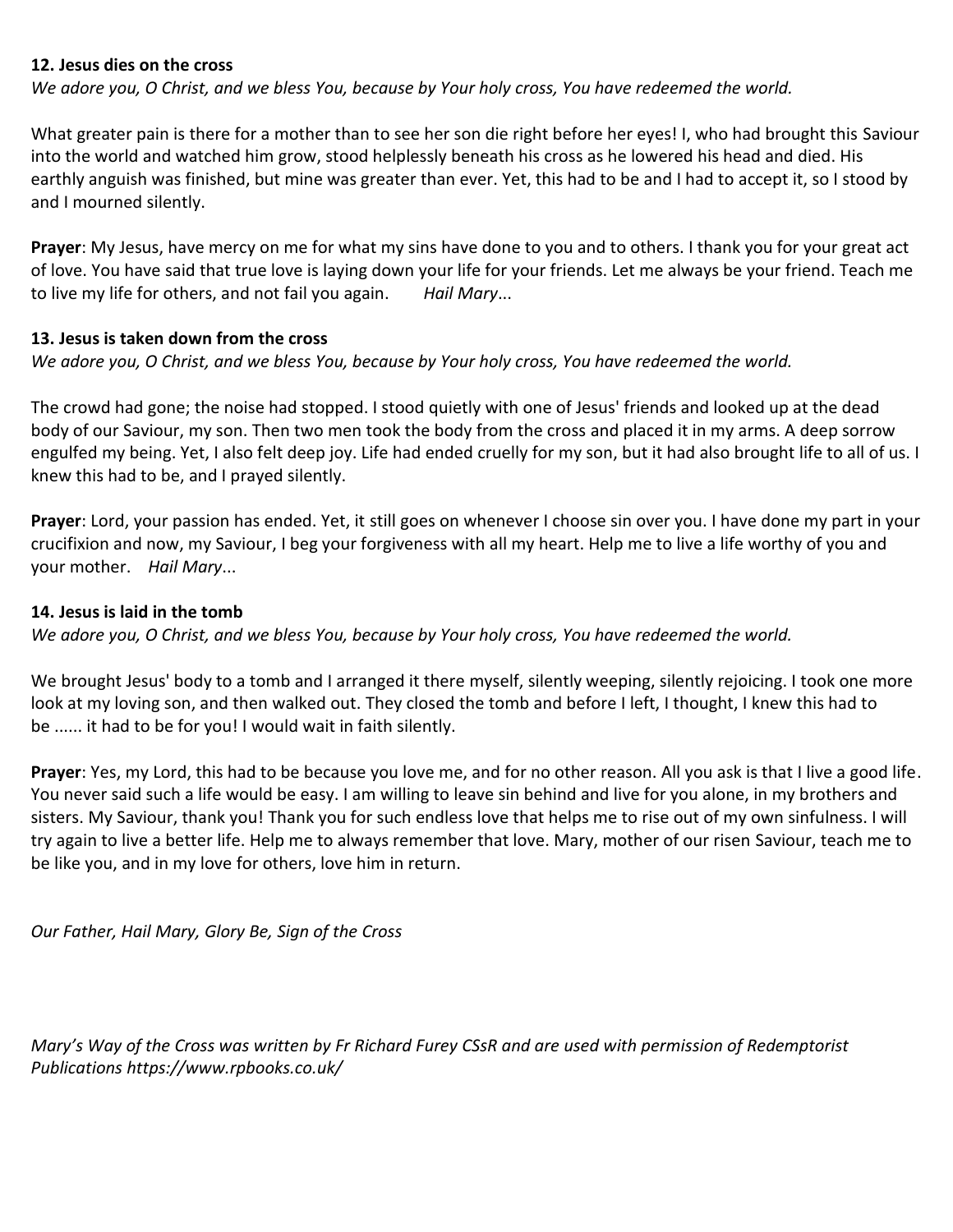**12. Jesus dies on the cross**

*We adore you, O Christ, and we bless You, because by Your holy cross, You have redeemed the world.*

What greater pain is there for a mother than to see her son die right before her eyes! I, who had brought this Saviour into the world and watched him grow, stood helplessly beneath his cross as he lowered his head and died. His earthly anguish was finished, but mine was greater than ever. Yet, this had to be and I had to accept it, so I stood by and I mourned silently.

**Prayer**: My Jesus, have mercy on me for what my sins have done to you and to others. I thank you for your great act of love. You have said that true love is laying down your life for your friends. Let me always be your friend. Teach me to live my life for others, and not fail you again. *Hail Mary*...

**13. Jesus is taken down from the cross**

*We adore you, O Christ, and we bless You, because by Your holy cross, You have redeemed the world.*

The crowd had gone; the noise had stopped. I stood quietly with one of Jesus' friends and looked up at the dead body of our Saviour, my son. Then two men took the body from the cross and placed it in my arms. A deep sorrow engulfed my being. Yet, I also felt deep joy. Life had ended cruelly for my son, but it had also brought life to all of us. I knew this had to be, and I prayed silently.

**Prayer**: Lord, your passion has ended. Yet, it still goes on whenever I choose sin over you. I have done my part in your crucifixion and now, my Saviour, I beg your forgiveness with all my heart. Help me to live a life worthy of you and your mother. *Hail Mary*...

**14. Jesus is laid in the tomb**

*We adore you, O Christ, and we bless You, because by Your holy cross, You have redeemed the world.*

We brought Jesus' body to a tomb and I arranged it there myself, silently weeping, silently rejoicing. I took one more look at my loving son, and then walked out. They closed the tomb and before I left, I thought, I knew this had to be ...... it had to be for you! I would wait in faith silently.

**Prayer**: Yes, my Lord, this had to be because you love me, and for no other reason. All you ask is that I live a good life. You never said such a life would be easy. I am willing to leave sin behind and live for you alone, in my brothers and sisters. My Saviour, thank you! Thank you for such endless love that helps me to rise out of my own sinfulness. I will try again to live a better life. Help me to always remember that love. Mary, mother of our risen Saviour, teach me to be like you, and in my love for others, love him in return.

*Our Father, Hail Mary, Glory Be, Sign of the Cross*

*Mary's Way of the Cross was written by Fr Richard Furey CSsR and are used with permission of Redemptorist Publications https://www.rpbooks.co.uk/*